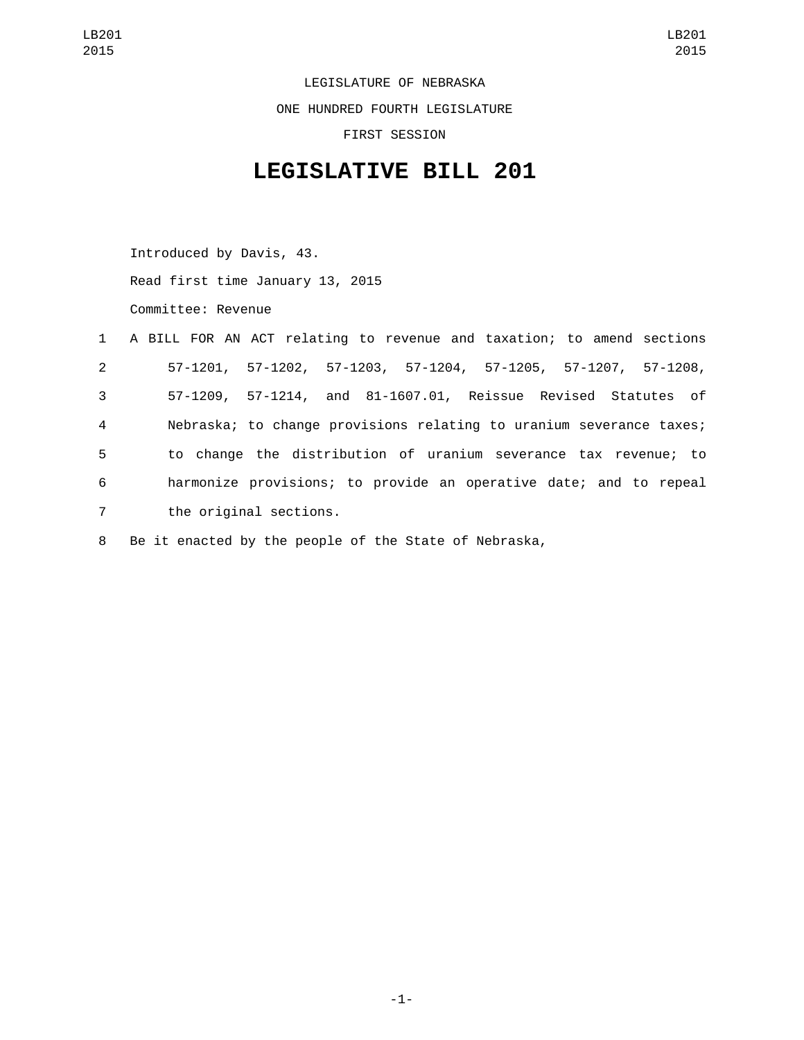LEGISLATURE OF NEBRASKA

ONE HUNDRED FOURTH LEGISLATURE

FIRST SESSION

# LEGISLATIVE BILL 201

Introduced by Davis, 43.

Read first time January 13, 2015

Committee: Revenue

1 A BILL FOR AN ACT relating to revenue and taxation; to amend sections
2 57-1201, 57-1202, 57-1203, 57-1204, 57-1205, 57-1207, 57-1208,
3 57-1209, 57-1214, and 81-1607.01, Reissue Revised Statutes of
4 Nebraska; to change provisions relating to uranium severance taxes;
5 to change the distribution of uranium severance tax revenue; to
6 harmonize provisions; to provide an operative date; and to repeal
7 the original sections.

8 Be it enacted by the people of the State of Nebraska,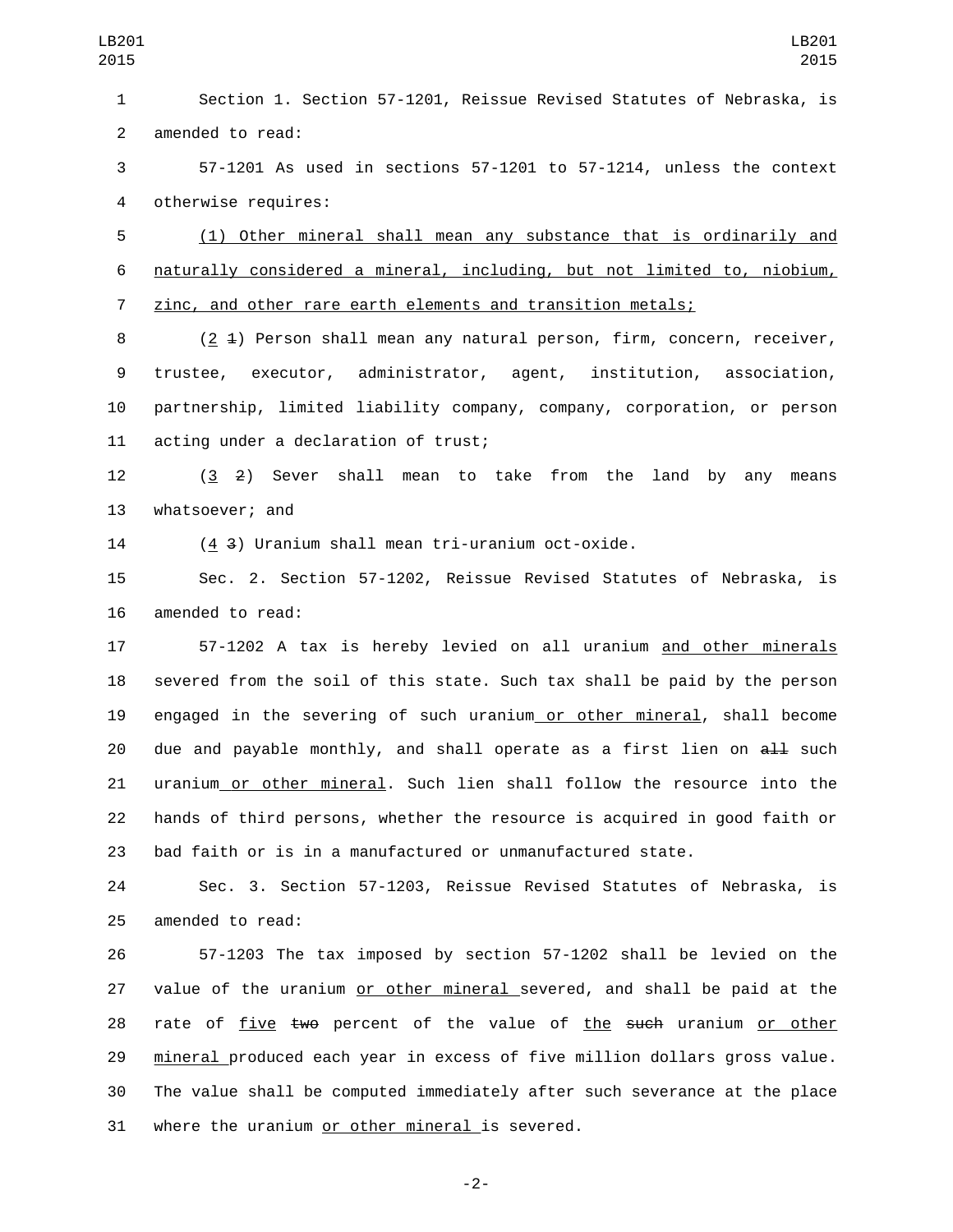Section 1. Section 57-1201, Reissue Revised Statutes of Nebraska, is amended to read:

57-1201 As used in sections 57-1201 to 57-1214, unless the context otherwise requires:

(1) Other mineral shall mean any substance that is ordinarily and naturally considered a mineral, including, but not limited to, niobium, zinc, and other rare earth elements and transition metals;

(2 ~~1~~) Person shall mean any natural person, firm, concern, receiver, trustee, executor, administrator, agent, institution, association, partnership, limited liability company, company, corporation, or person acting under a declaration of trust;

(3 ~~2~~) Sever shall mean to take from the land by any means whatsoever; and

(4 ~~3~~) Uranium shall mean tri-uranium oct-oxide.

Sec. 2. Section 57-1202, Reissue Revised Statutes of Nebraska, is amended to read:

57-1202 A tax is hereby levied on all uranium and other minerals severed from the soil of this state. Such tax shall be paid by the person engaged in the severing of such uranium or other mineral, shall become due and payable monthly, and shall operate as a first lien on ~~all~~ such uranium or other mineral. Such lien shall follow the resource into the hands of third persons, whether the resource is acquired in good faith or bad faith or is in a manufactured or unmanufactured state.

Sec. 3. Section 57-1203, Reissue Revised Statutes of Nebraska, is amended to read:

57-1203 The tax imposed by section 57-1202 shall be levied on the value of the uranium or other mineral severed, and shall be paid at the rate of five ~~two~~ percent of the value of the ~~such~~ uranium or other mineral produced each year in excess of five million dollars gross value. The value shall be computed immediately after such severance at the place where the uranium or other mineral is severed.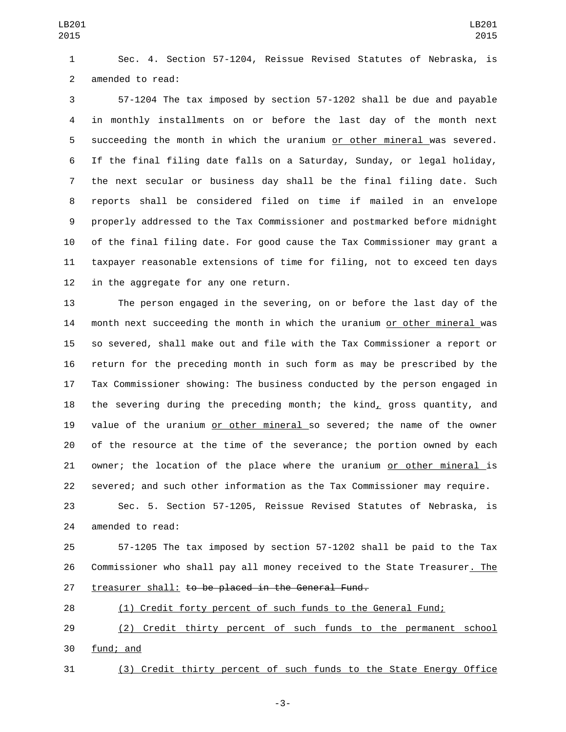Sec. 4. Section 57-1204, Reissue Revised Statutes of Nebraska, is amended to read:

57-1204 The tax imposed by section 57-1202 shall be due and payable in monthly installments on or before the last day of the month next succeeding the month in which the uranium <u>or other mineral</u> was severed. If the final filing date falls on a Saturday, Sunday, or legal holiday, the next secular or business day shall be the final filing date. Such reports shall be considered filed on time if mailed in an envelope properly addressed to the Tax Commissioner and postmarked before midnight of the final filing date. For good cause the Tax Commissioner may grant a taxpayer reasonable extensions of time for filing, not to exceed ten days in the aggregate for any one return.

The person engaged in the severing, on or before the last day of the month next succeeding the month in which the uranium <u>or other mineral</u> was so severed, shall make out and file with the Tax Commissioner a report or return for the preceding month in such form as may be prescribed by the Tax Commissioner showing: The business conducted by the person engaged in the severing during the preceding month; the kind<u>,</u> gross quantity, and value of the uranium <u>or other mineral</u> so severed; the name of the owner of the resource at the time of the severance; the portion owned by each owner; the location of the place where the uranium <u>or other mineral</u> is severed; and such other information as the Tax Commissioner may require.

Sec. 5. Section 57-1205, Reissue Revised Statutes of Nebraska, is amended to read:

57-1205 The tax imposed by section 57-1202 shall be paid to the Tax Commissioner who shall pay all money received to the State Treasurer<u>. The treasurer shall:</u> ~~to be placed in the General Fund.~~

<u>(1) Credit forty percent of such funds to the General Fund;</u>

<u>(2) Credit thirty percent of such funds to the permanent school fund; and</u>

<u>(3) Credit thirty percent of such funds to the State Energy Office</u>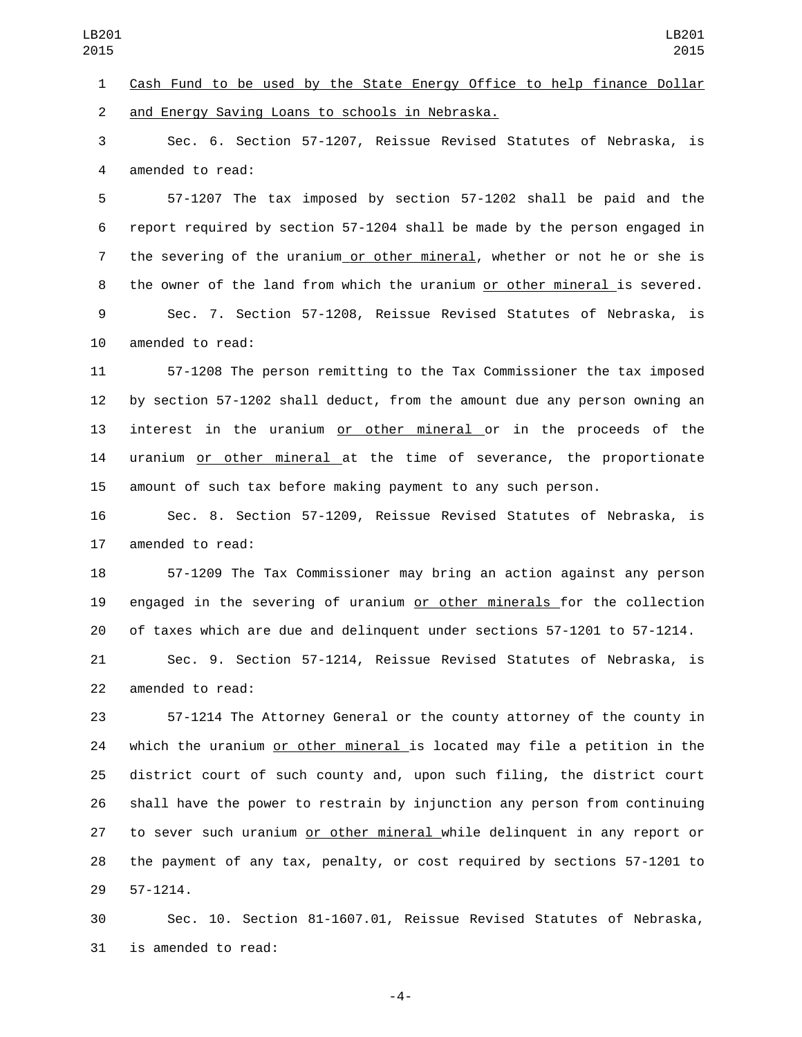Cash Fund to be used by the State Energy Office to help finance Dollar and Energy Saving Loans to schools in Nebraska.

Sec. 6. Section 57-1207, Reissue Revised Statutes of Nebraska, is amended to read:

57-1207 The tax imposed by section 57-1202 shall be paid and the report required by section 57-1204 shall be made by the person engaged in the severing of the uranium or other mineral, whether or not he or she is the owner of the land from which the uranium or other mineral is severed.

Sec. 7. Section 57-1208, Reissue Revised Statutes of Nebraska, is amended to read:

57-1208 The person remitting to the Tax Commissioner the tax imposed by section 57-1202 shall deduct, from the amount due any person owning an interest in the uranium or other mineral or in the proceeds of the uranium or other mineral at the time of severance, the proportionate amount of such tax before making payment to any such person.

Sec. 8. Section 57-1209, Reissue Revised Statutes of Nebraska, is amended to read:

57-1209 The Tax Commissioner may bring an action against any person engaged in the severing of uranium or other minerals for the collection of taxes which are due and delinquent under sections 57-1201 to 57-1214.

Sec. 9. Section 57-1214, Reissue Revised Statutes of Nebraska, is amended to read:

57-1214 The Attorney General or the county attorney of the county in which the uranium or other mineral is located may file a petition in the district court of such county and, upon such filing, the district court shall have the power to restrain by injunction any person from continuing to sever such uranium or other mineral while delinquent in any report or the payment of any tax, penalty, or cost required by sections 57-1201 to 57-1214.

Sec. 10. Section 81-1607.01, Reissue Revised Statutes of Nebraska, is amended to read: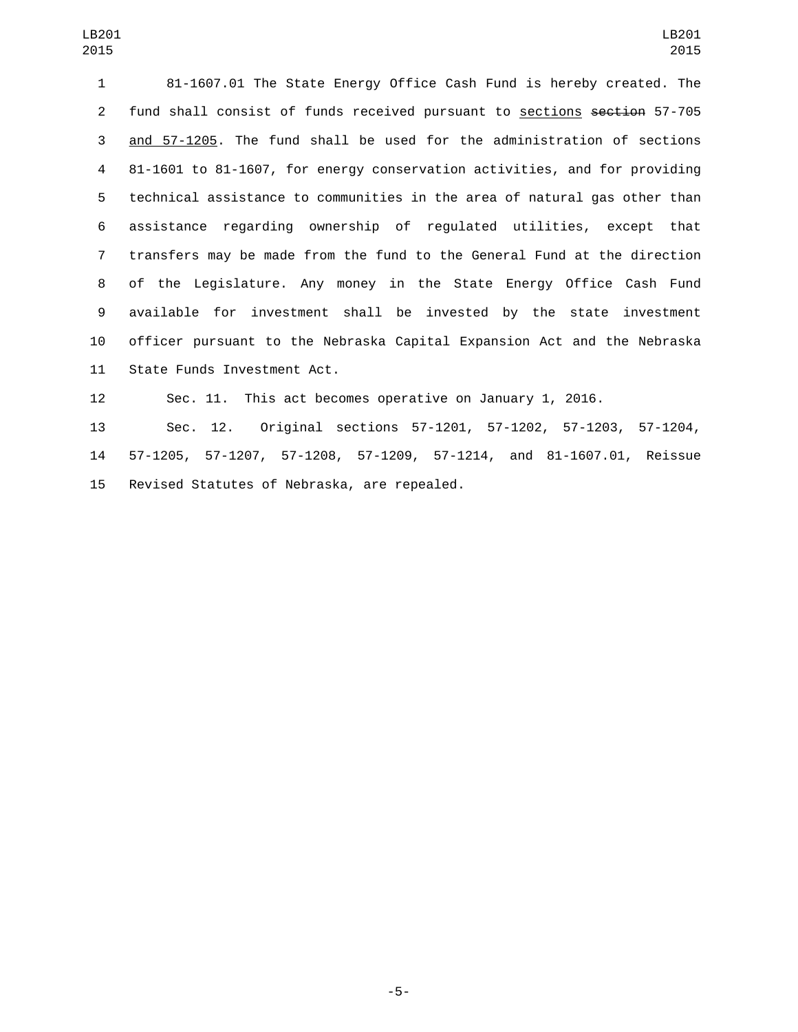81-1607.01 The State Energy Office Cash Fund is hereby created. The fund shall consist of funds received pursuant to <u>sections</u> ~~section~~ 57-705 <u>and 57-1205</u>. The fund shall be used for the administration of sections 81-1601 to 81-1607, for energy conservation activities, and for providing technical assistance to communities in the area of natural gas other than assistance regarding ownership of regulated utilities, except that transfers may be made from the fund to the General Fund at the direction of the Legislature. Any money in the State Energy Office Cash Fund available for investment shall be invested by the state investment officer pursuant to the Nebraska Capital Expansion Act and the Nebraska State Funds Investment Act.

Sec. 11. This act becomes operative on January 1, 2016.

Sec. 12. Original sections 57-1201, 57-1202, 57-1203, 57-1204, 57-1205, 57-1207, 57-1208, 57-1209, 57-1214, and 81-1607.01, Reissue Revised Statutes of Nebraska, are repealed.